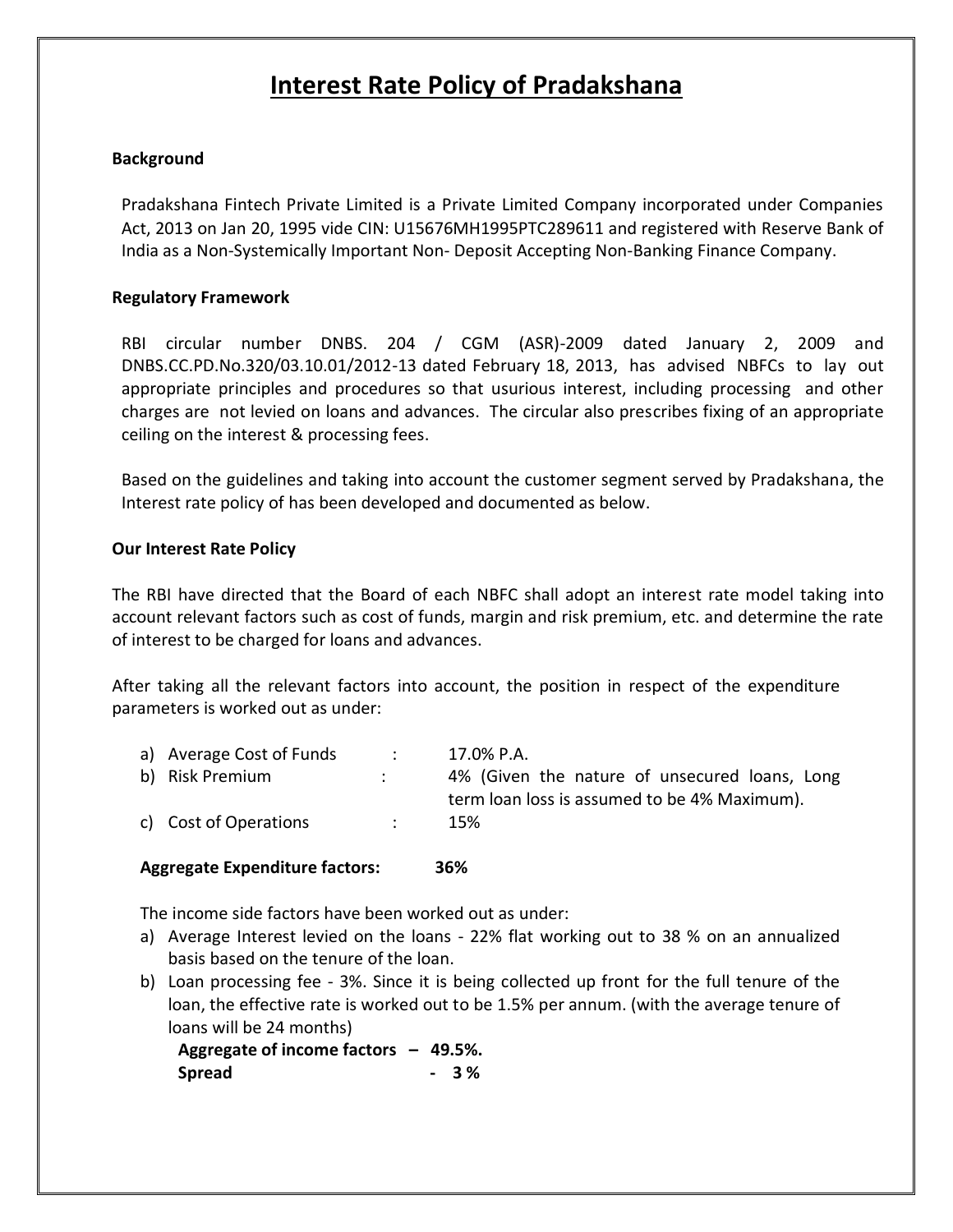# Interest Rate Policy of Pradakshana

**Background**

Pradakshana Fintech Private Limited is a Private Limited Company incorporated under Companies Act, 2013 on Jan 20, 1995 vide CIN: U15676MH1995PTC289611 and registered with Reserve Bank of India as a Non-Systemically Important Non- Deposit Accepting Non-Banking Finance Company.

**Regulatory Framework**

RBI circular number DNBS. 204 / CGM (ASR)-2009 dated January 2, 2009 and DNBS.CC.PD.No.320/03.10.01/2012-13 dated February 18, 2013, has advised NBFCs to lay out appropriate principles and procedures so that usurious interest, including processing and other charges are not levied on loans and advances. The circular also prescribes fixing of an appropriate ceiling on the interest & processing fees.

Based on the guidelines and taking into account the customer segment served by Pradakshana, the Interest rate policy of has been developed and documented as below.

**Our Interest Rate Policy**

The RBI have directed that the Board of each NBFC shall adopt an interest rate model taking into account relevant factors such as cost of funds, margin and risk premium, etc. and determine the rate of interest to be charged for loans and advances.

After taking all the relevant factors into account, the position in respect of the expenditure parameters is worked out as under:

a) Average Cost of Funds : 17.0% P.A.
b) Risk Premium : 4% (Given the nature of unsecured loans, Long term loan loss is assumed to be 4% Maximum).
c) Cost of Operations : 15%

**Aggregate Expenditure factors: 36%**

The income side factors have been worked out as under:

a) Average Interest levied on the loans - 22% flat working out to 38 % on an annualized basis based on the tenure of the loan.
b) Loan processing fee - 3%. Since it is being collected up front for the full tenure of the loan, the effective rate is worked out to be 1.5% per annum. (with the average tenure of loans will be 24 months)

**Aggregate of income factors – 49.5%.**
**Spread - 3 %**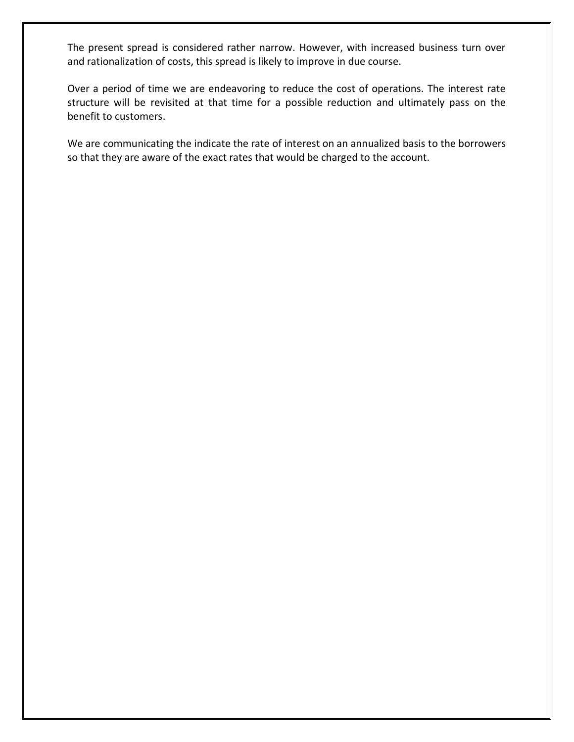The present spread is considered rather narrow. However, with increased business turn over and rationalization of costs, this spread is likely to improve in due course.

Over a period of time we are endeavoring to reduce the cost of operations. The interest rate structure will be revisited at that time for a possible reduction and ultimately pass on the benefit to customers.

We are communicating the indicate the rate of interest on an annualized basis to the borrowers so that they are aware of the exact rates that would be charged to the account.